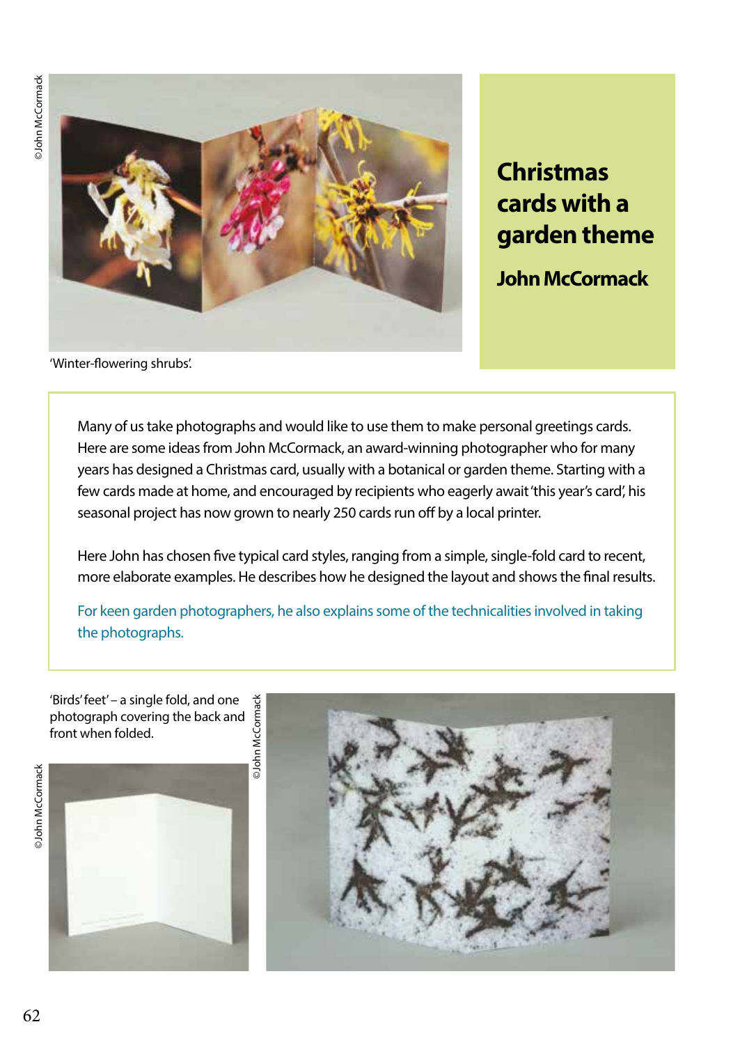# Christmas cards with a garden theme

## John McCormack

©John McCormack

'Winter-flowering shrubs'.

Many of us take photographs and would like to use them to make personal greetings cards. Here are some ideas from John McCormack, an award-winning photographer who for many years has designed a Christmas card, usually with a botanical or garden theme. Starting with a few cards made at home, and encouraged by recipients who eagerly await 'this year's card', his seasonal project has now grown to nearly 250 cards run off by a local printer.

Here John has chosen five typical card styles, ranging from a simple, single-fold card to recent, more elaborate examples. He describes how he designed the layout and shows the final results.

For keen garden photographers, he also explains some of the technicalities involved in taking the photographs.

'Birds' feet' – a single fold, and one photograph covering the back and front when folded.

©John McCormack

©John McCormack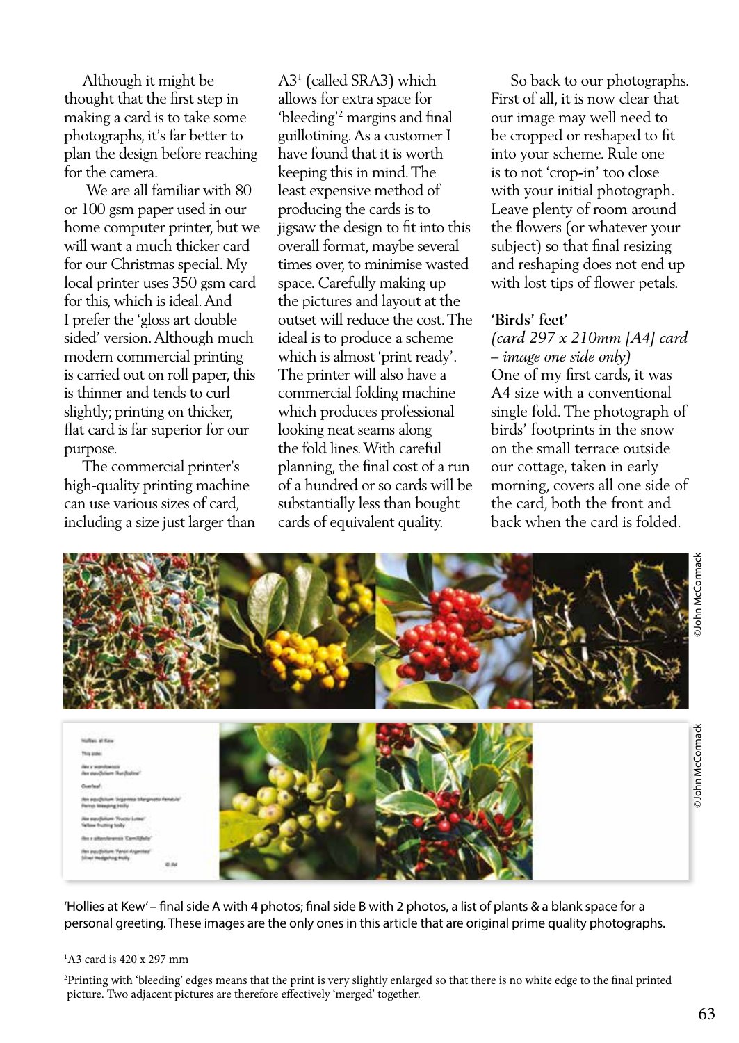Although it might be thought that the first step in making a card is to take some photographs, it's far better to plan the design before reaching for the camera.

We are all familiar with 80 or 100 gsm paper used in our home computer printer, but we will want a much thicker card for our Christmas special. My local printer uses 350 gsm card for this, which is ideal. And I prefer the 'gloss art double sided' version. Although much modern commercial printing is carried out on roll paper, this is thinner and tends to curl slightly; printing on thicker, flat card is far superior for our purpose.

The commercial printer's high-quality printing machine can use various sizes of card, including a size just larger than A3[1] (called SRA3) which allows for extra space for 'bleeding'[2] margins and final guillotining. As a customer I have found that it is worth keeping this in mind. The least expensive method of producing the cards is to jigsaw the design to fit into this overall format, maybe several times over, to minimise wasted space. Carefully making up the pictures and layout at the outset will reduce the cost. The ideal is to produce a scheme which is almost 'print ready'. The printer will also have a commercial folding machine which produces professional looking neat seams along the fold lines. With careful planning, the final cost of a run of a hundred or so cards will be substantially less than bought cards of equivalent quality.

So back to our photographs. First of all, it is now clear that our image may well need to be cropped or reshaped to fit into your scheme. Rule one is to not 'crop-in' too close with your initial photograph. Leave plenty of room around the flowers (or whatever your subject) so that final resizing and reshaping does not end up with lost tips of flower petals.

**'Birds' feet'**
*(card 297 x 210mm [A4] card – image one side only)*
One of my first cards, it was A4 size with a conventional single fold. The photograph of birds' footprints in the snow on the small terrace outside our cottage, taken in early morning, covers all one side of the card, both the front and back when the card is folded.

©John McCormack

©John McCormack

'Hollies at Kew' – final side A with 4 photos; final side B with 2 photos, a list of plants & a blank space for a personal greeting. These images are the only ones in this article that are original prime quality photographs.

[1] A3 card is 420 x 297 mm

[2] Printing with 'bleeding' edges means that the print is very slightly enlarged so that there is no white edge to the final printed picture. Two adjacent pictures are therefore effectively 'merged' together.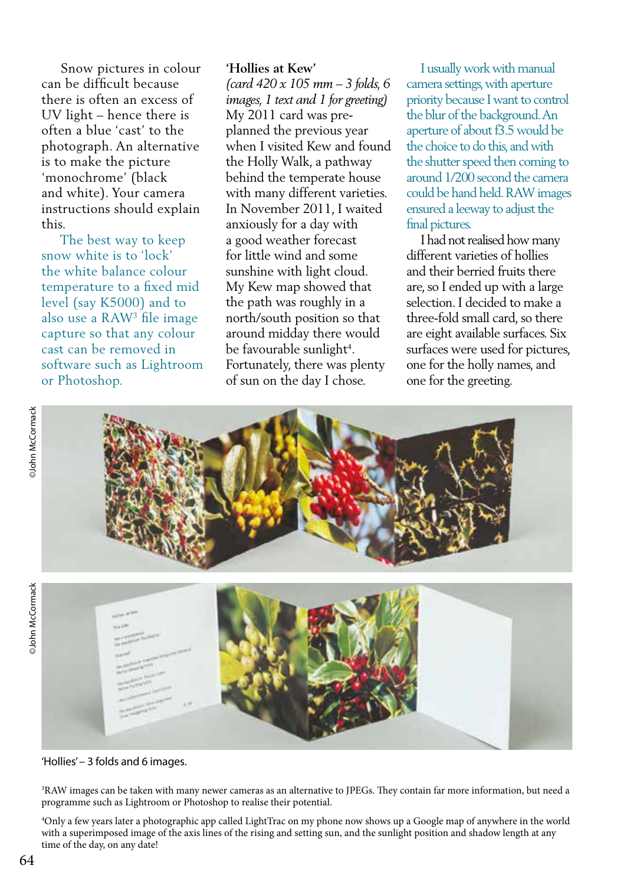Snow pictures in colour can be difficult because there is often an excess of UV light – hence there is often a blue 'cast' to the photograph. An alternative is to make the picture 'monochrome' (black and white). Your camera instructions should explain this.

The best way to keep snow white is to 'lock' the white balance colour temperature to a fixed mid level (say K5000) and to also use a RAW[3] file image capture so that any colour cast can be removed in software such as Lightroom or Photoshop.

**'Hollies at Kew'**

*(card 420 x 105 mm – 3 folds, 6 images, 1 text and 1 for greeting)*

My 2011 card was pre-planned the previous year when I visited Kew and found the Holly Walk, a pathway behind the temperate house with many different varieties. In November 2011, I waited anxiously for a day with a good weather forecast for little wind and some sunshine with light cloud. My Kew map showed that the path was roughly in a north/south position so that around midday there would be favourable sunlight[4]. Fortunately, there was plenty of sun on the day I chose.

I usually work with manual camera settings, with aperture priority because I want to control the blur of the background. An aperture of about f3.5 would be the choice to do this, and with the shutter speed then coming to around 1/200 second the camera could be hand held. RAW images ensured a leeway to adjust the final pictures.

I had not realised how many different varieties of hollies and their berried fruits there are, so I ended up with a large selection. I decided to make a three-fold small card, so there are eight available surfaces. Six surfaces were used for pictures, one for the holly names, and one for the greeting.

©John McCormack

©John McCormack

'Hollies' – 3 folds and 6 images.

[3]RAW images can be taken with many newer cameras as an alternative to JPEGs. They contain far more information, but need a programme such as Lightroom or Photoshop to realise their potential.

[4]Only a few years later a photographic app called LightTrac on my phone now shows up a Google map of anywhere in the world with a superimposed image of the axis lines of the rising and setting sun, and the sunlight position and shadow length at any time of the day, on any date!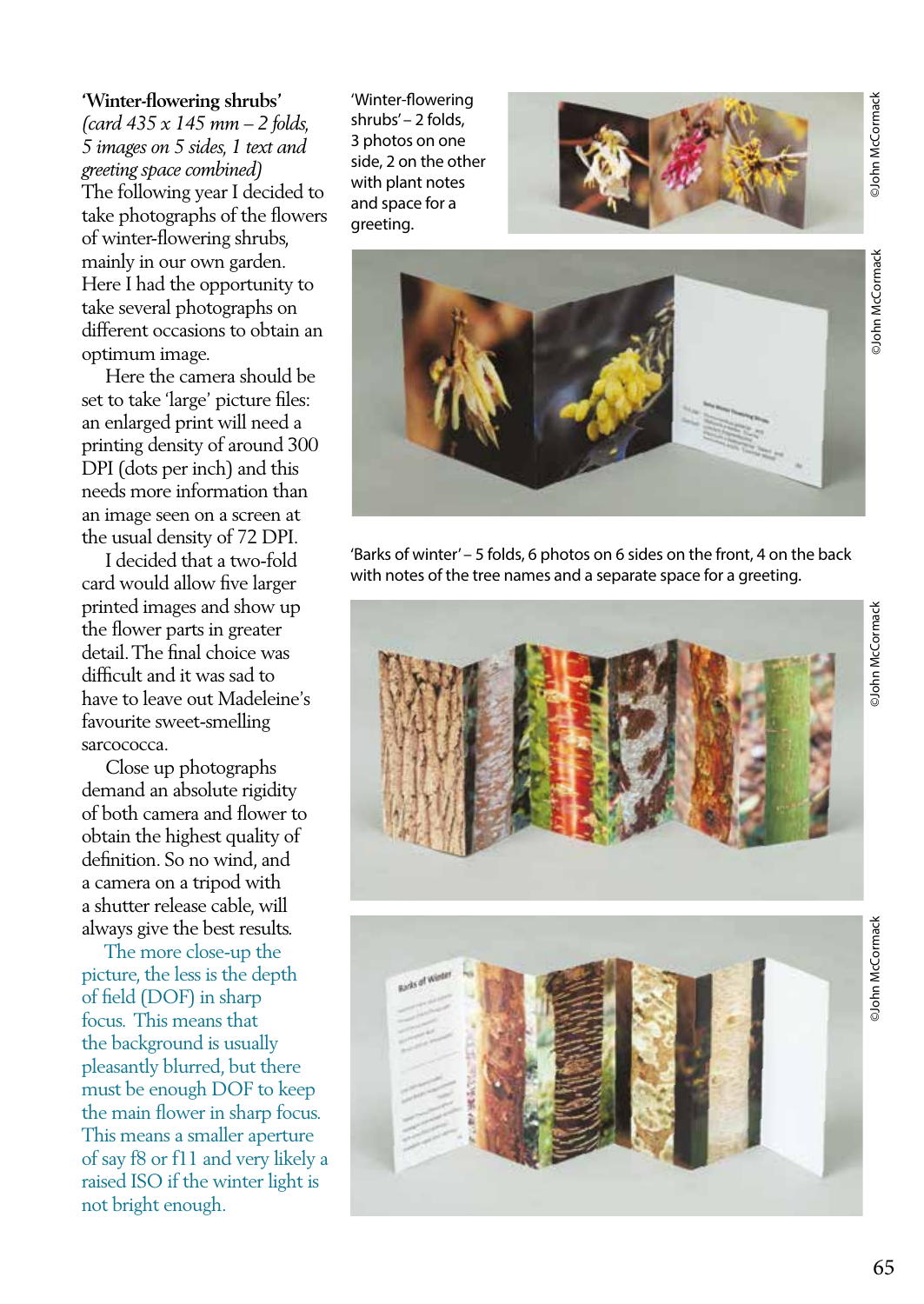**'Winter-flowering shrubs'**
*(card 435 x 145 mm – 2 folds, 5 images on 5 sides, 1 text and greeting space combined)*
The following year I decided to take photographs of the flowers of winter-flowering shrubs, mainly in our own garden. Here I had the opportunity to take several photographs on different occasions to obtain an optimum image.

Here the camera should be set to take 'large' picture files: an enlarged print will need a printing density of around 300 DPI (dots per inch) and this needs more information than an image seen on a screen at the usual density of 72 DPI.

I decided that a two-fold card would allow five larger printed images and show up the flower parts in greater detail. The final choice was difficult and it was sad to have to leave out Madeleine's favourite sweet-smelling sarcococca.

Close up photographs demand an absolute rigidity of both camera and flower to obtain the highest quality of definition. So no wind, and a camera on a tripod with a shutter release cable, will always give the best results.

The more close-up the picture, the less is the depth of field (DOF) in sharp focus. This means that the background is usually pleasantly blurred, but there must be enough DOF to keep the main flower in sharp focus. This means a smaller aperture of say f8 or f11 and very likely a raised ISO if the winter light is not bright enough.

'Winter-flowering shrubs' – 2 folds, 3 photos on one side, 2 on the other with plant notes and space for a greeting.

©John McCormack

©John McCormack

'Barks of winter' – 5 folds, 6 photos on 6 sides on the front, 4 on the back with notes of the tree names and a separate space for a greeting.

©John McCormack

©John McCormack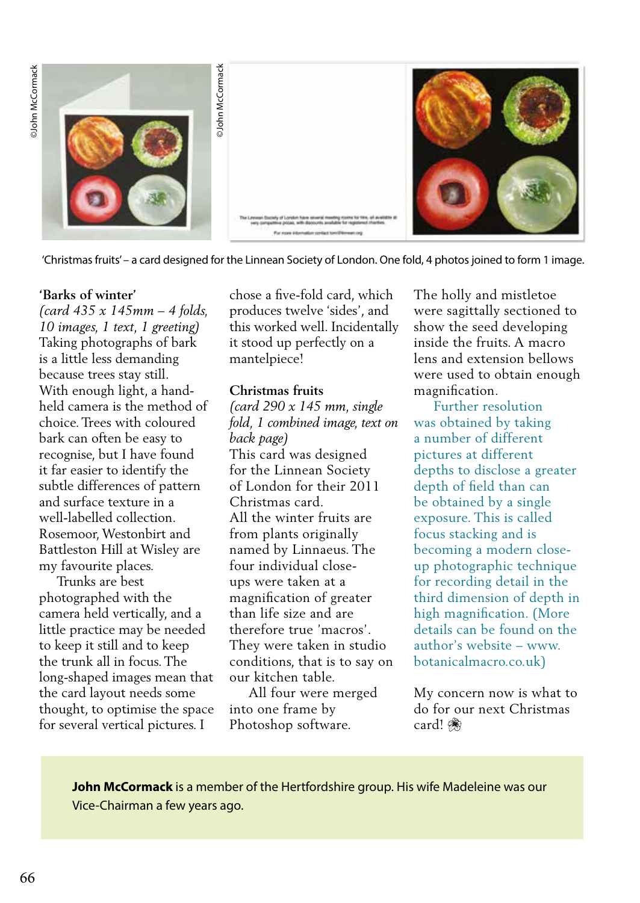©John McCormack

©John McCormack

'Christmas fruits' – a card designed for the Linnean Society of London. One fold, 4 photos joined to form 1 image.

**'Barks of winter'**
*(card 435 x 145mm – 4 folds, 10 images, 1 text, 1 greeting)*
Taking photographs of bark is a little less demanding because trees stay still. With enough light, a hand-held camera is the method of choice. Trees with coloured bark can often be easy to recognise, but I have found it far easier to identify the subtle differences of pattern and surface texture in a well-labelled collection. Rosemoor, Westonbirt and Battleston Hill at Wisley are my favourite places.

Trunks are best photographed with the camera held vertically, and a little practice may be needed to keep it still and to keep the trunk all in focus. The long-shaped images mean that the card layout needs some thought, to optimise the space for several vertical pictures. I chose a five-fold card, which produces twelve 'sides', and this worked well. Incidentally it stood up perfectly on a mantelpiece!

**Christmas fruits**
*(card 290 x 145 mm, single fold, 1 combined image, text on back page)*
This card was designed for the Linnean Society of London for their 2011 Christmas card. All the winter fruits are from plants originally named by Linnaeus. The four individual close-ups were taken at a magnification of greater than life size and are therefore true 'macros'. They were taken in studio conditions, that is to say on our kitchen table.

All four were merged into one frame by Photoshop software. The holly and mistletoe were sagittally sectioned to show the seed developing inside the fruits. A macro lens and extension bellows were used to obtain enough magnification.

Further resolution was obtained by taking a number of different pictures at different depths to disclose a greater depth of field than can be obtained by a single exposure. This is called focus stacking and is becoming a modern close-up photographic technique for recording detail in the third dimension of depth in high magnification. (More details can be found on the author's website – www.botanicalmacro.co.uk)

My concern now is what to do for our next Christmas card!

**John McCormack** is a member of the Hertfordshire group. His wife Madeleine was our Vice-Chairman a few years ago.